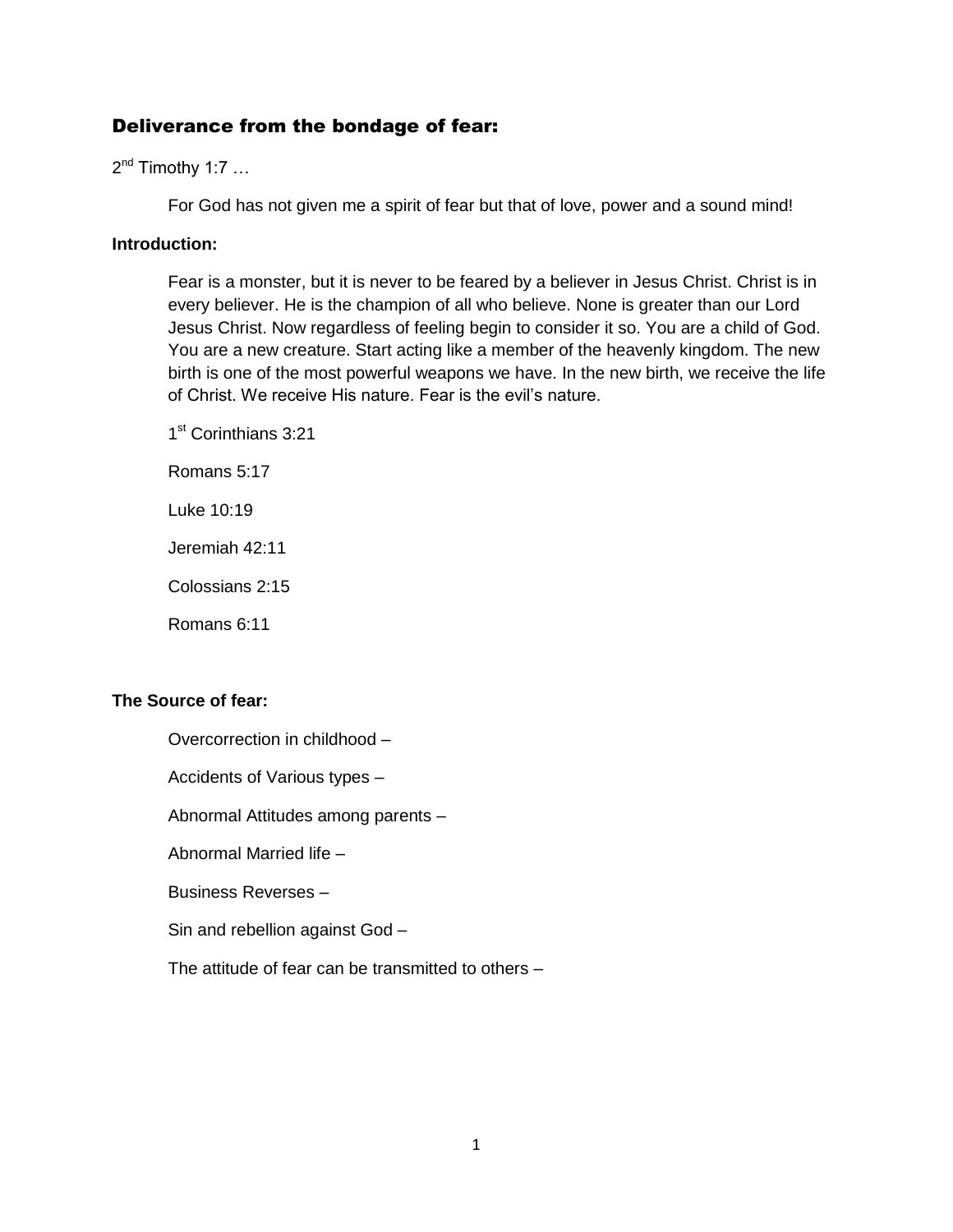## Deliverance from the bondage of fear:

2nd Timothy 1:7 …

For God has not given me a spirit of fear but that of love, power and a sound mind!

**Introduction:**

Fear is a monster, but it is never to be feared by a believer in Jesus Christ. Christ is in every believer. He is the champion of all who believe. None is greater than our Lord Jesus Christ. Now regardless of feeling begin to consider it so. You are a child of God. You are a new creature. Start acting like a member of the heavenly kingdom. The new birth is one of the most powerful weapons we have. In the new birth, we receive the life of Christ. We receive His nature. Fear is the evil's nature.

1st Corinthians 3:21

Romans 5:17

Luke 10:19

Jeremiah 42:11

Colossians 2:15

Romans 6:11

**The Source of fear:**

Overcorrection in childhood –

Accidents of Various types –

Abnormal Attitudes among parents –

Abnormal Married life –

Business Reverses –

Sin and rebellion against God –

The attitude of fear can be transmitted to others –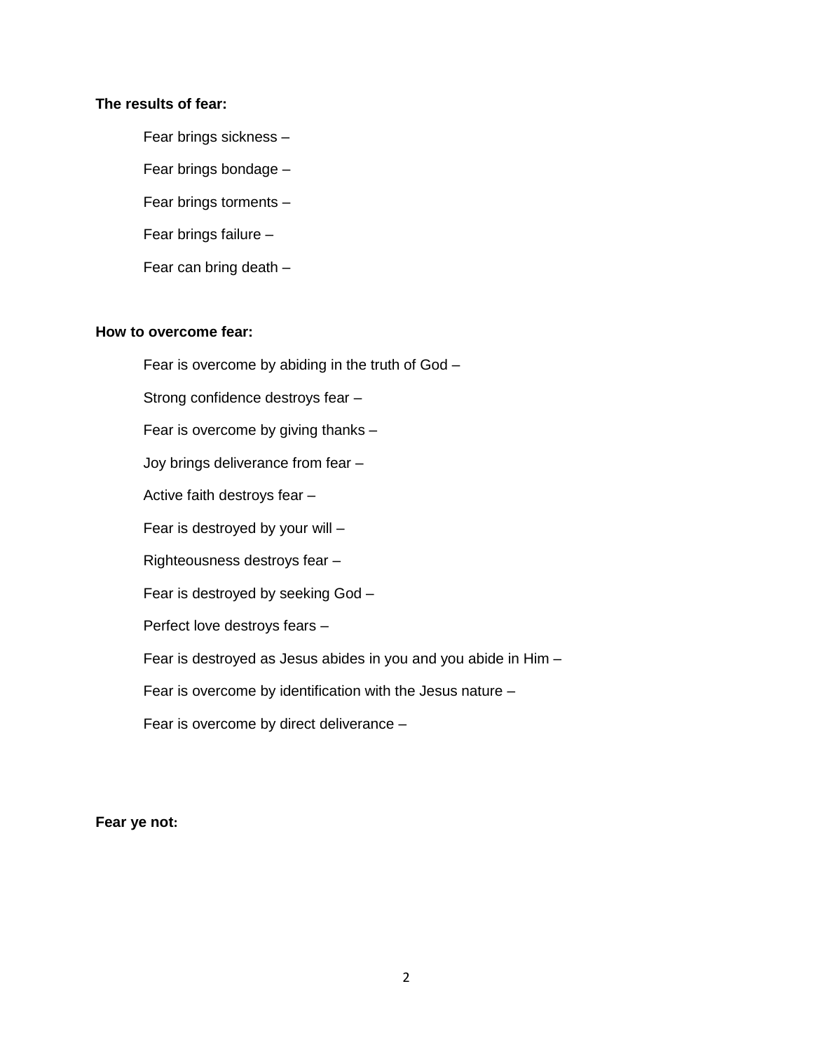**The results of fear:**

Fear brings sickness –

Fear brings bondage –

Fear brings torments –

Fear brings failure –

Fear can bring death –

**How to overcome fear:**

Fear is overcome by abiding in the truth of God –

Strong confidence destroys fear –

Fear is overcome by giving thanks –

Joy brings deliverance from fear –

Active faith destroys fear –

Fear is destroyed by your will –

Righteousness destroys fear –

Fear is destroyed by seeking God –

Perfect love destroys fears –

Fear is destroyed as Jesus abides in you and you abide in Him –

Fear is overcome by identification with the Jesus nature –

Fear is overcome by direct deliverance –

**Fear ye not:**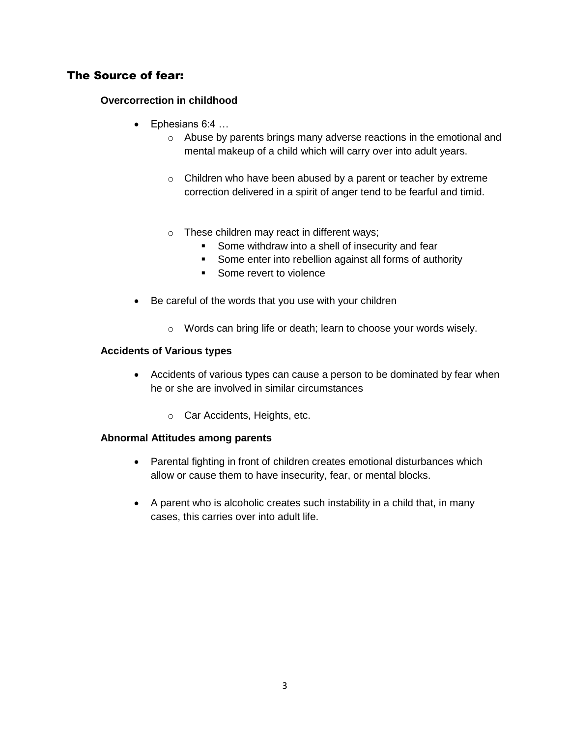## The Source of fear:

### Overcorrection in childhood

- Ephesians 6:4 …
    - Abuse by parents brings many adverse reactions in the emotional and mental makeup of a child which will carry over into adult years.
    - Children who have been abused by a parent or teacher by extreme correction delivered in a spirit of anger tend to be fearful and timid.
    - These children may react in different ways;
        - Some withdraw into a shell of insecurity and fear
        - Some enter into rebellion against all forms of authority
        - Some revert to violence
- Be careful of the words that you use with your children
    - Words can bring life or death; learn to choose your words wisely.

### Accidents of Various types

- Accidents of various types can cause a person to be dominated by fear when he or she are involved in similar circumstances
    - Car Accidents, Heights, etc.

### Abnormal Attitudes among parents

- Parental fighting in front of children creates emotional disturbances which allow or cause them to have insecurity, fear, or mental blocks.
- A parent who is alcoholic creates such instability in a child that, in many cases, this carries over into adult life.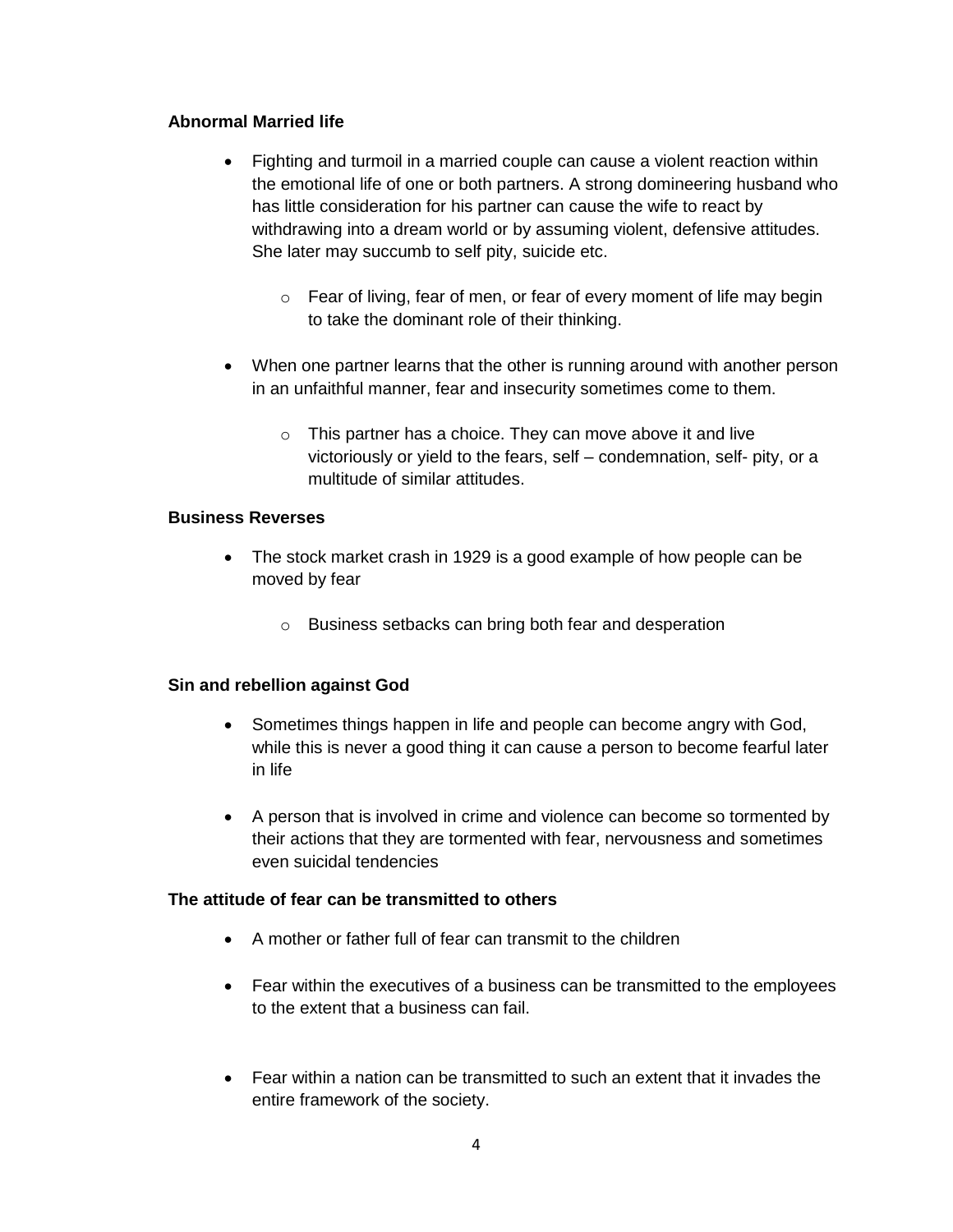**Abnormal Married life**

- Fighting and turmoil in a married couple can cause a violent reaction within the emotional life of one or both partners. A strong domineering husband who has little consideration for his partner can cause the wife to react by withdrawing into a dream world or by assuming violent, defensive attitudes. She later may succumb to self pity, suicide etc.
    - Fear of living, fear of men, or fear of every moment of life may begin to take the dominant role of their thinking.
- When one partner learns that the other is running around with another person in an unfaithful manner, fear and insecurity sometimes come to them.
    - This partner has a choice. They can move above it and live victoriously or yield to the fears, self – condemnation, self- pity, or a multitude of similar attitudes.

**Business Reverses**

- The stock market crash in 1929 is a good example of how people can be moved by fear
    - Business setbacks can bring both fear and desperation

**Sin and rebellion against God**

- Sometimes things happen in life and people can become angry with God, while this is never a good thing it can cause a person to become fearful later in life
- A person that is involved in crime and violence can become so tormented by their actions that they are tormented with fear, nervousness and sometimes even suicidal tendencies

**The attitude of fear can be transmitted to others**

- A mother or father full of fear can transmit to the children
- Fear within the executives of a business can be transmitted to the employees to the extent that a business can fail.
- Fear within a nation can be transmitted to such an extent that it invades the entire framework of the society.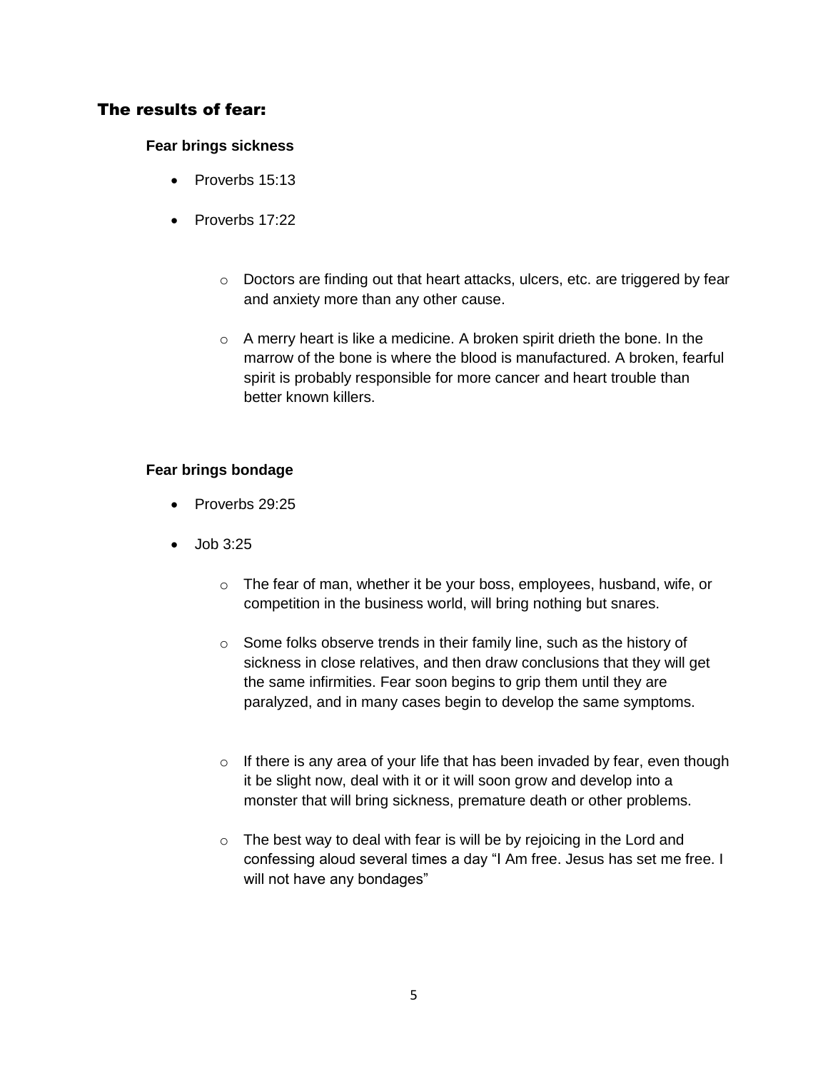## The results of fear:

**Fear brings sickness**

- Proverbs 15:13
- Proverbs 17:22
    - Doctors are finding out that heart attacks, ulcers, etc. are triggered by fear and anxiety more than any other cause.
    - A merry heart is like a medicine. A broken spirit drieth the bone. In the marrow of the bone is where the blood is manufactured. A broken, fearful spirit is probably responsible for more cancer and heart trouble than better known killers.

**Fear brings bondage**

- Proverbs 29:25
- Job 3:25
    - The fear of man, whether it be your boss, employees, husband, wife, or competition in the business world, will bring nothing but snares.
    - Some folks observe trends in their family line, such as the history of sickness in close relatives, and then draw conclusions that they will get the same infirmities. Fear soon begins to grip them until they are paralyzed, and in many cases begin to develop the same symptoms.
    - If there is any area of your life that has been invaded by fear, even though it be slight now, deal with it or it will soon grow and develop into a monster that will bring sickness, premature death or other problems.
    - The best way to deal with fear is will be by rejoicing in the Lord and confessing aloud several times a day "I Am free. Jesus has set me free. I will not have any bondages"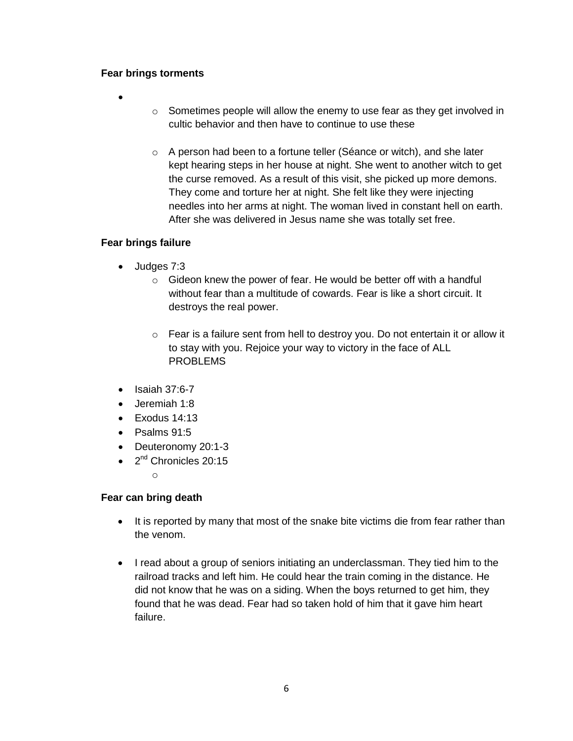**Fear brings torments**

- 
    - Sometimes people will allow the enemy to use fear as they get involved in cultic behavior and then have to continue to use these

    - A person had been to a fortune teller (Séance or witch), and she later kept hearing steps in her house at night. She went to another witch to get the curse removed. As a result of this visit, she picked up more demons. They come and torture her at night. She felt like they were injecting needles into her arms at night. The woman lived in constant hell on earth. After she was delivered in Jesus name she was totally set free.

**Fear brings failure**

- Judges 7:3
    - Gideon knew the power of fear. He would be better off with a handful without fear than a multitude of cowards. Fear is like a short circuit. It destroys the real power.

    - Fear is a failure sent from hell to destroy you. Do not entertain it or allow it to stay with you. Rejoice your way to victory in the face of ALL PROBLEMS

- Isaiah 37:6-7
- Jeremiah 1:8
- Exodus 14:13
- Psalms 91:5
- Deuteronomy 20:1-3
- 2nd Chronicles 20:15
    - 

**Fear can bring death**

- It is reported by many that most of the snake bite victims die from fear rather than the venom.

- I read about a group of seniors initiating an underclassman. They tied him to the railroad tracks and left him. He could hear the train coming in the distance. He did not know that he was on a siding. When the boys returned to get him, they found that he was dead. Fear had so taken hold of him that it gave him heart failure.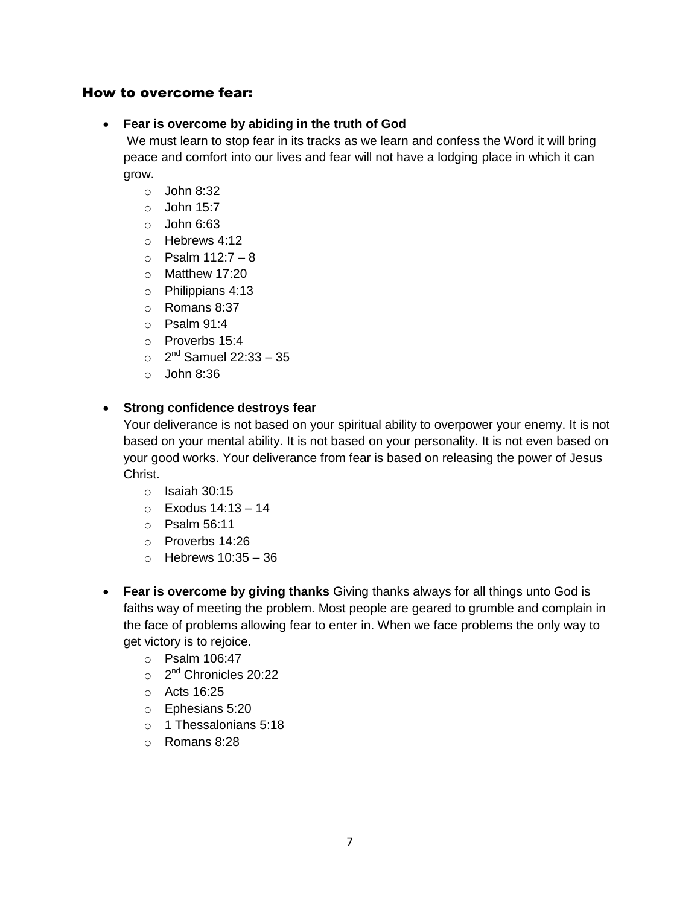## How to overcome fear:

- **Fear is overcome by abiding in the truth of God**
  We must learn to stop fear in its tracks as we learn and confess the Word it will bring peace and comfort into our lives and fear will not have a lodging place in which it can grow.
  - John 8:32
  - John 15:7
  - John 6:63
  - Hebrews 4:12
  - Psalm 112:7 – 8
  - Matthew 17:20
  - Philippians 4:13
  - Romans 8:37
  - Psalm 91:4
  - Proverbs 15:4
  - 2nd Samuel 22:33 – 35
  - John 8:36

- **Strong confidence destroys fear**
  Your deliverance is not based on your spiritual ability to overpower your enemy. It is not based on your mental ability. It is not based on your personality. It is not even based on your good works. Your deliverance from fear is based on releasing the power of Jesus Christ.
  - Isaiah 30:15
  - Exodus 14:13 – 14
  - Psalm 56:11
  - Proverbs 14:26
  - Hebrews 10:35 – 36

- **Fear is overcome by giving thanks** Giving thanks always for all things unto God is faiths way of meeting the problem. Most people are geared to grumble and complain in the face of problems allowing fear to enter in. When we face problems the only way to get victory is to rejoice.
  - Psalm 106:47
  - 2nd Chronicles 20:22
  - Acts 16:25
  - Ephesians 5:20
  - 1 Thessalonians 5:18
  - Romans 8:28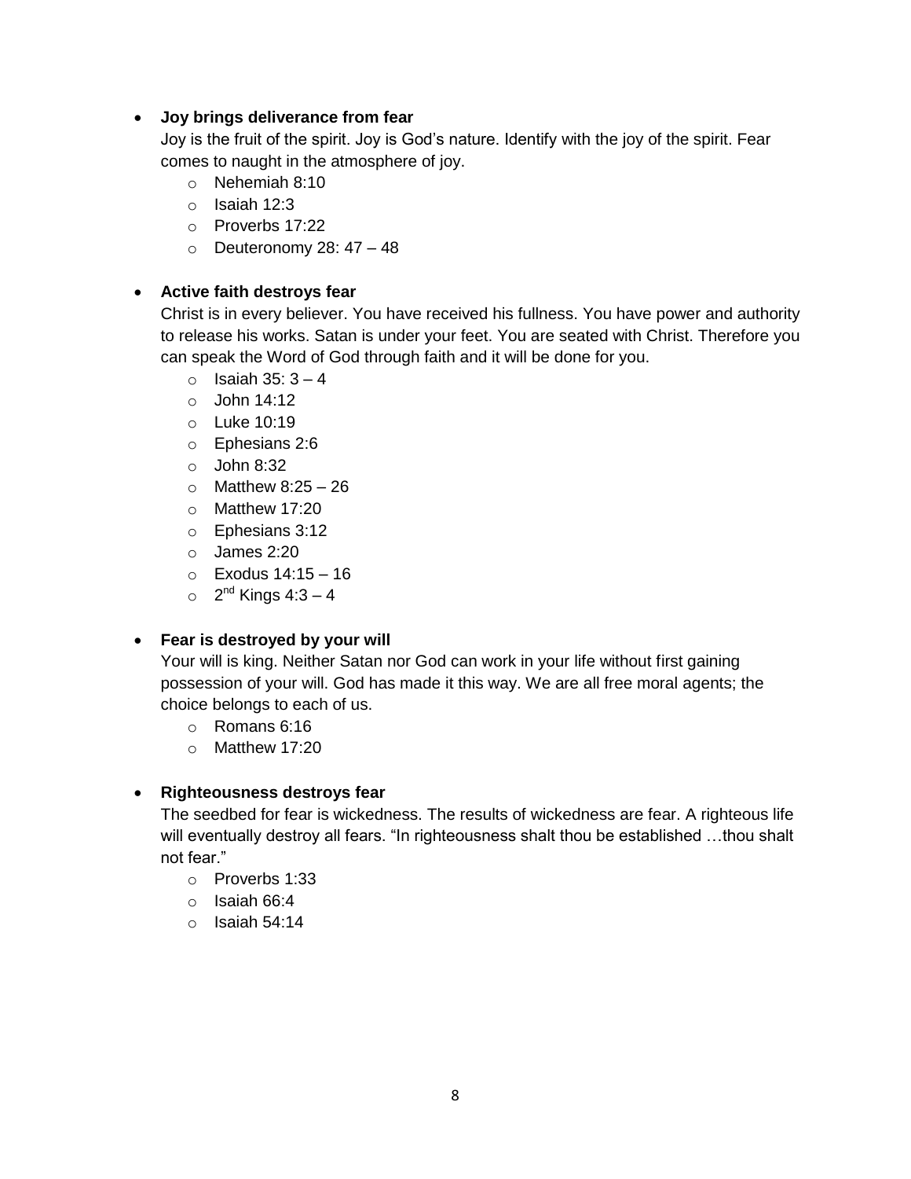- **Joy brings deliverance from fear**
  Joy is the fruit of the spirit. Joy is God's nature. Identify with the joy of the spirit. Fear comes to naught in the atmosphere of joy.
  - Nehemiah 8:10
  - Isaiah 12:3
  - Proverbs 17:22
  - Deuteronomy 28: 47 – 48

- **Active faith destroys fear**
  Christ is in every believer. You have received his fullness. You have power and authority to release his works. Satan is under your feet. You are seated with Christ. Therefore you can speak the Word of God through faith and it will be done for you.
  - Isaiah 35: 3 – 4
  - John 14:12
  - Luke 10:19
  - Ephesians 2:6
  - John 8:32
  - Matthew 8:25 – 26
  - Matthew 17:20
  - Ephesians 3:12
  - James 2:20
  - Exodus 14:15 – 16
  - 2nd Kings 4:3 – 4

- **Fear is destroyed by your will**
  Your will is king. Neither Satan nor God can work in your life without first gaining possession of your will. God has made it this way. We are all free moral agents; the choice belongs to each of us.
  - Romans 6:16
  - Matthew 17:20

- **Righteousness destroys fear**
  The seedbed for fear is wickedness. The results of wickedness are fear. A righteous life will eventually destroy all fears. "In righteousness shalt thou be established …thou shalt not fear."
  - Proverbs 1:33
  - Isaiah 66:4
  - Isaiah 54:14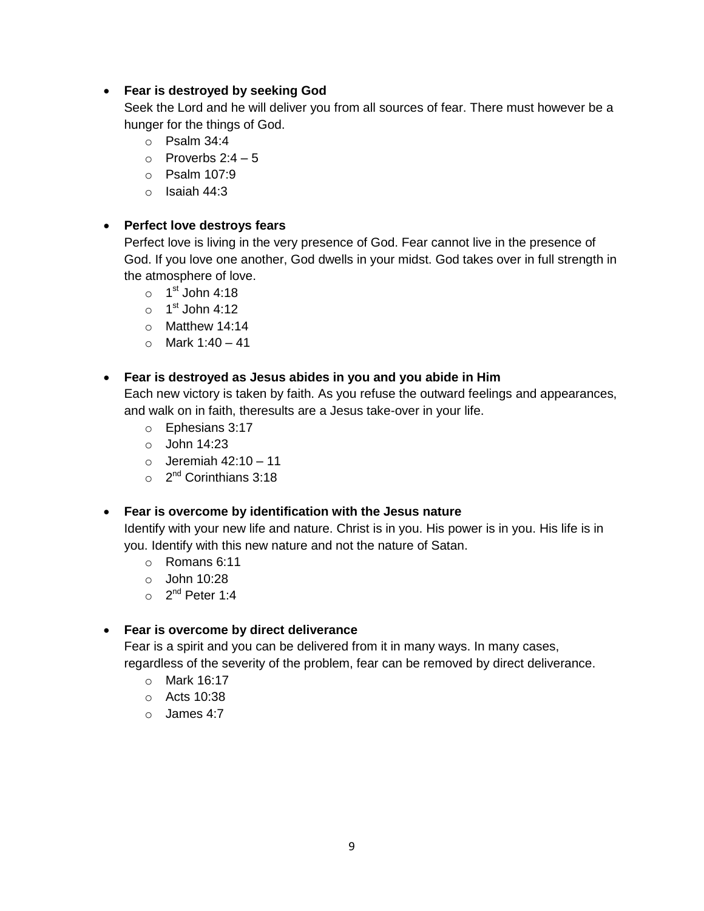- **Fear is destroyed by seeking God**

  Seek the Lord and he will deliver you from all sources of fear. There must however be a hunger for the things of God.
  - Psalm 34:4
  - Proverbs 2:4 – 5
  - Psalm 107:9
  - Isaiah 44:3

- **Perfect love destroys fears**

  Perfect love is living in the very presence of God. Fear cannot live in the presence of God. If you love one another, God dwells in your midst. God takes over in full strength in the atmosphere of love.
  - 1st John 4:18
  - 1st John 4:12
  - Matthew 14:14
  - Mark 1:40 – 41

- **Fear is destroyed as Jesus abides in you and you abide in Him**

  Each new victory is taken by faith. As you refuse the outward feelings and appearances, and walk on in faith, theresults are a Jesus take-over in your life.
  - Ephesians 3:17
  - John 14:23
  - Jeremiah 42:10 – 11
  - 2nd Corinthians 3:18

- **Fear is overcome by identification with the Jesus nature**

  Identify with your new life and nature. Christ is in you. His power is in you. His life is in you. Identify with this new nature and not the nature of Satan.
  - Romans 6:11
  - John 10:28
  - 2nd Peter 1:4

- **Fear is overcome by direct deliverance**

  Fear is a spirit and you can be delivered from it in many ways. In many cases, regardless of the severity of the problem, fear can be removed by direct deliverance.
  - Mark 16:17
  - Acts 10:38
  - James 4:7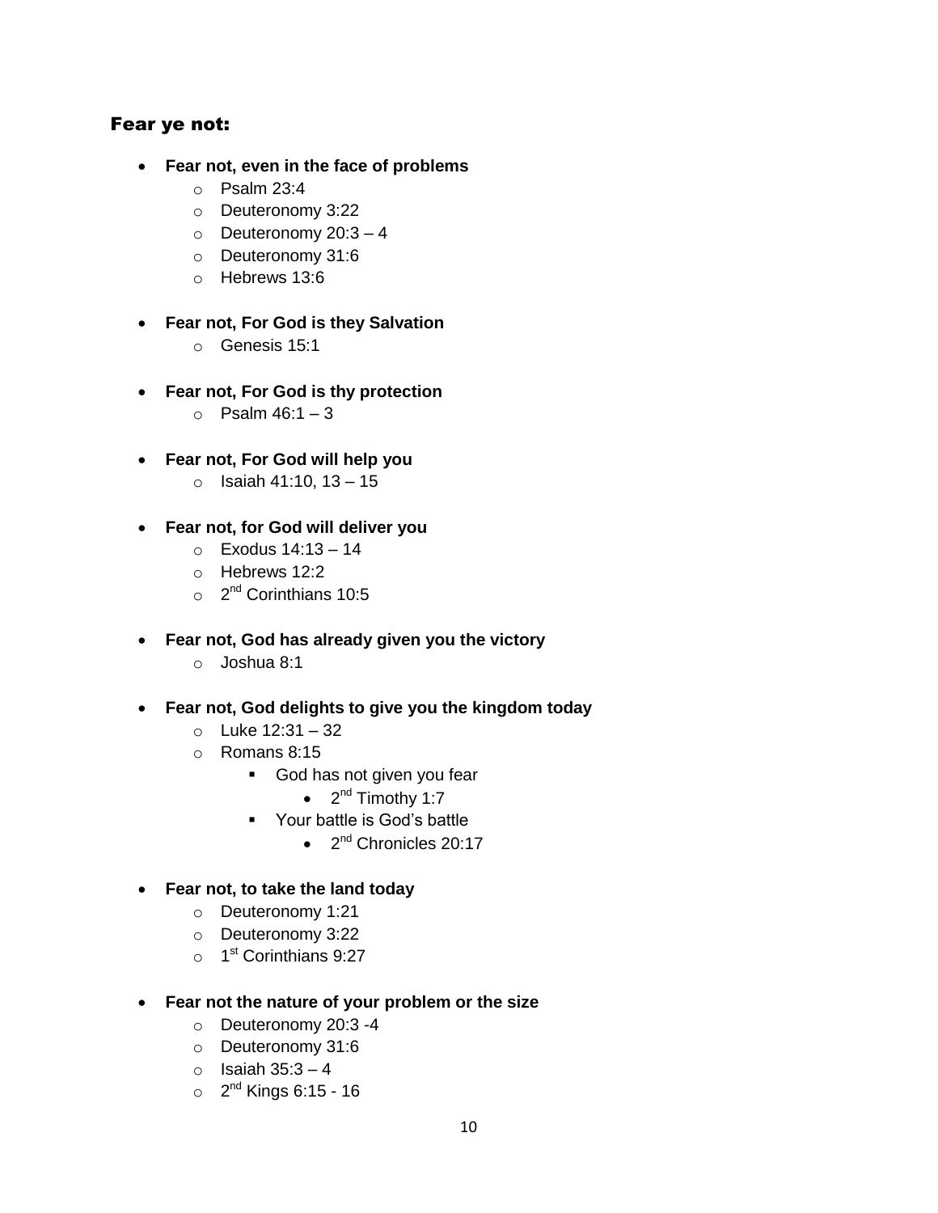## Fear ye not:

- **Fear not, even in the face of problems**
  - Psalm 23:4
  - Deuteronomy 3:22
  - Deuteronomy 20:3 – 4
  - Deuteronomy 31:6
  - Hebrews 13:6

- **Fear not, For God is they Salvation**
  - Genesis 15:1

- **Fear not, For God is thy protection**
  - Psalm 46:1 – 3

- **Fear not, For God will help you**
  - Isaiah 41:10, 13 – 15

- **Fear not, for God will deliver you**
  - Exodus 14:13 – 14
  - Hebrews 12:2
  - 2nd Corinthians 10:5

- **Fear not, God has already given you the victory**
  - Joshua 8:1

- **Fear not, God delights to give you the kingdom today**
  - Luke 12:31 – 32
  - Romans 8:15
    - God has not given you fear
      - 2nd Timothy 1:7
    - Your battle is God's battle
      - 2nd Chronicles 20:17

- **Fear not, to take the land today**
  - Deuteronomy 1:21
  - Deuteronomy 3:22
  - 1st Corinthians 9:27

- **Fear not the nature of your problem or the size**
  - Deuteronomy 20:3 -4
  - Deuteronomy 31:6
  - Isaiah 35:3 – 4
  - 2nd Kings 6:15 - 16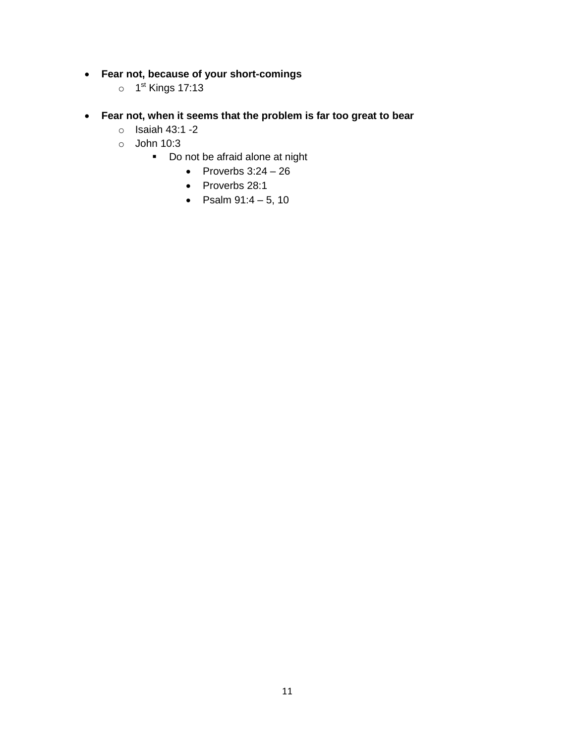- **Fear not, because of your short-comings**
  - 1st Kings 17:13

- **Fear not, when it seems that the problem is far too great to bear**
  - Isaiah 43:1 -2
  - John 10:3
    - Do not be afraid alone at night
      - Proverbs 3:24 – 26
      - Proverbs 28:1
      - Psalm 91:4 – 5, 10